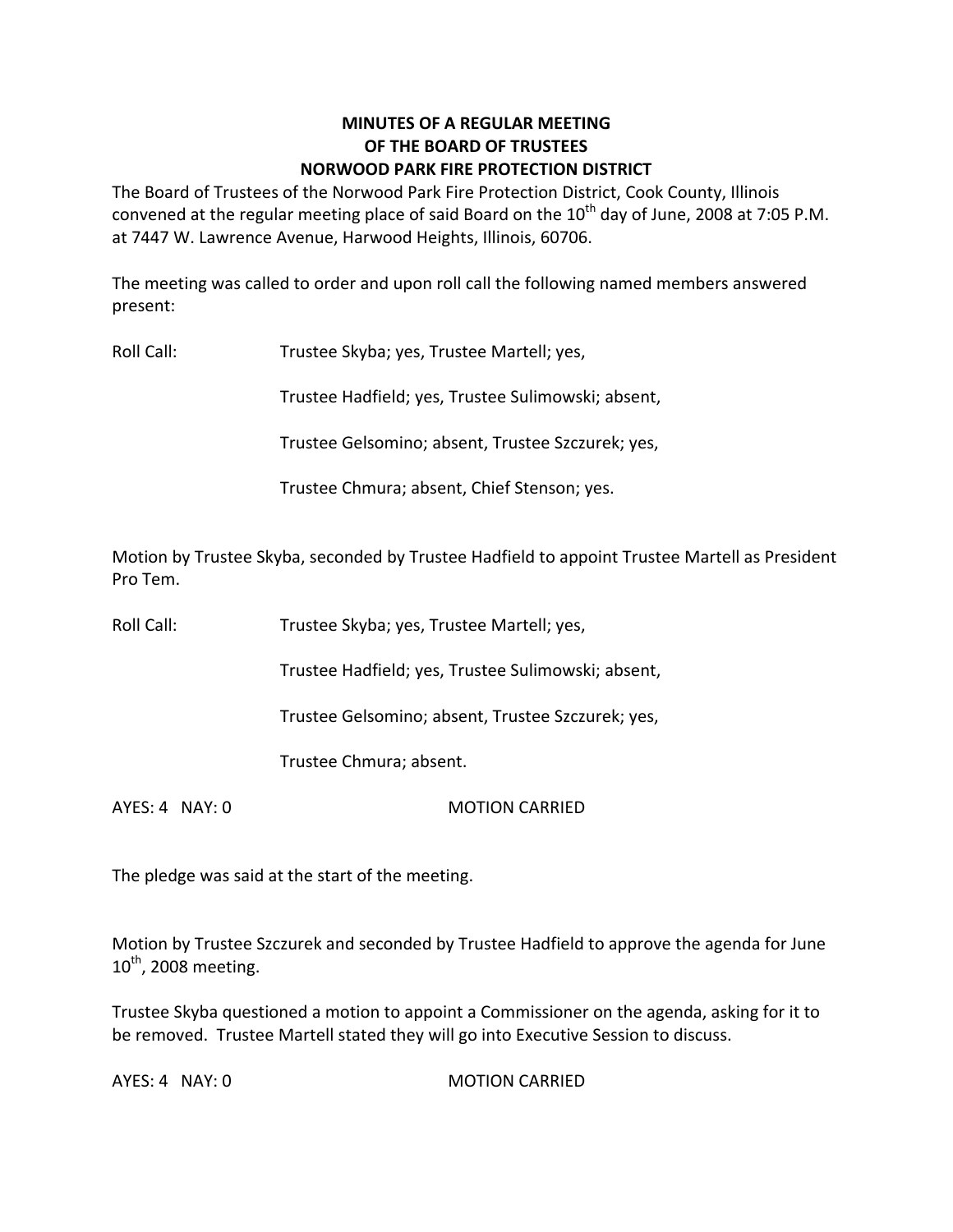# MINUTES OF A REGULAR MEETING
# OF THE BOARD OF TRUSTEES
# NORWOOD PARK FIRE PROTECTION DISTRICT

The Board of Trustees of the Norwood Park Fire Protection District, Cook County, Illinois convened at the regular meeting place of said Board on the 10th day of June, 2008 at 7:05 P.M. at 7447 W. Lawrence Avenue, Harwood Heights, Illinois, 60706.

The meeting was called to order and upon roll call the following named members answered present:

Roll Call: Trustee Skyba; yes, Trustee Martell; yes,

Trustee Hadfield; yes, Trustee Sulimowski; absent,

Trustee Gelsomino; absent, Trustee Szczurek; yes,

Trustee Chmura; absent, Chief Stenson; yes.

Motion by Trustee Skyba, seconded by Trustee Hadfield to appoint Trustee Martell as President Pro Tem.

Roll Call: Trustee Skyba; yes, Trustee Martell; yes,

Trustee Hadfield; yes, Trustee Sulimowski; absent,

Trustee Gelsomino; absent, Trustee Szczurek; yes,

Trustee Chmura; absent.

AYES: 4 NAY: 0 MOTION CARRIED

The pledge was said at the start of the meeting.

Motion by Trustee Szczurek and seconded by Trustee Hadfield to approve the agenda for June 10th, 2008 meeting.

Trustee Skyba questioned a motion to appoint a Commissioner on the agenda, asking for it to be removed. Trustee Martell stated they will go into Executive Session to discuss.

AYES: 4 NAY: 0 MOTION CARRIED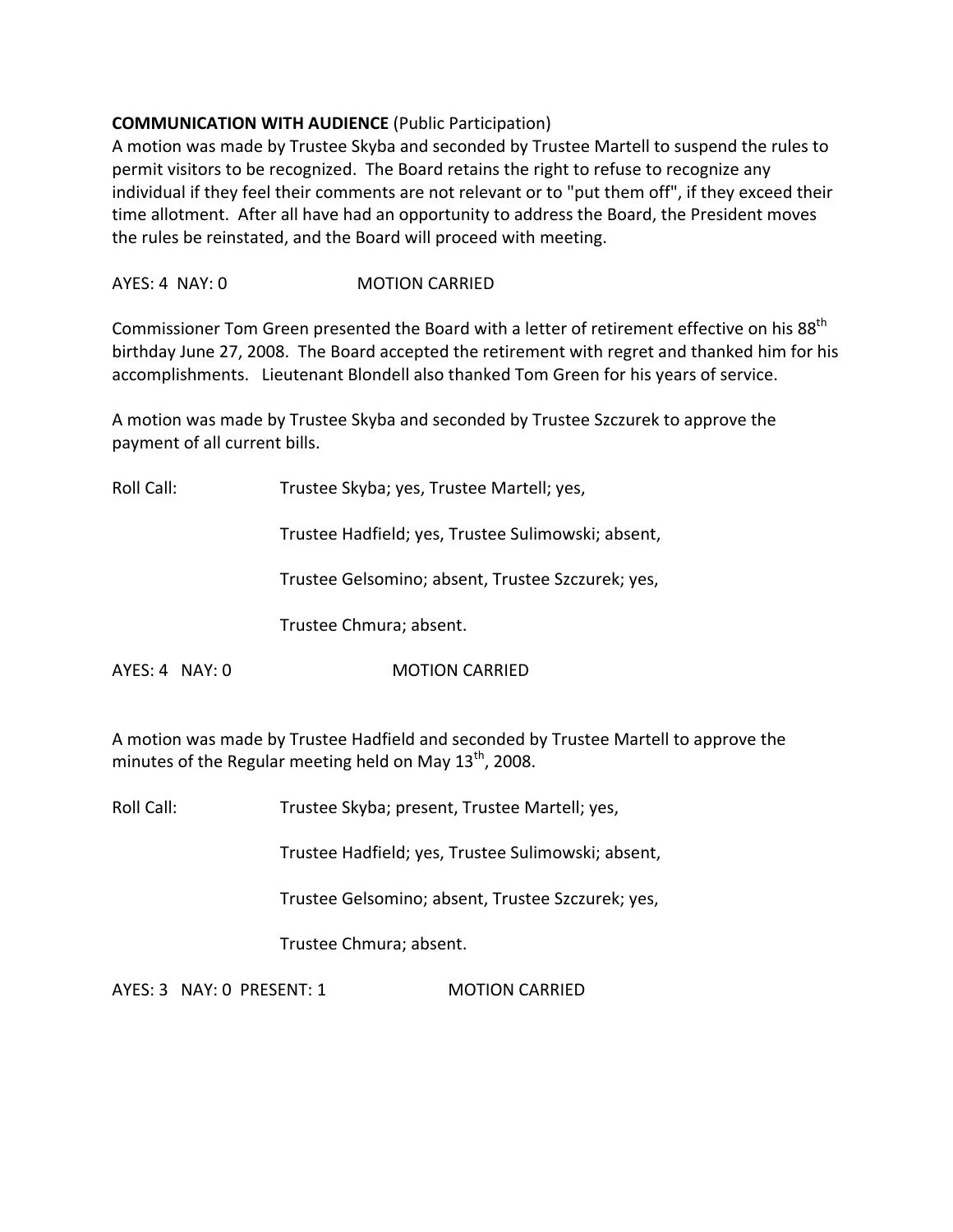**COMMUNICATION WITH AUDIENCE** (Public Participation)
A motion was made by Trustee Skyba and seconded by Trustee Martell to suspend the rules to permit visitors to be recognized. The Board retains the right to refuse to recognize any individual if they feel their comments are not relevant or to "put them off", if they exceed their time allotment. After all have had an opportunity to address the Board, the President moves the rules be reinstated, and the Board will proceed with meeting.

AYES: 4 NAY: 0 MOTION CARRIED

Commissioner Tom Green presented the Board with a letter of retirement effective on his 88th birthday June 27, 2008. The Board accepted the retirement with regret and thanked him for his accomplishments. Lieutenant Blondell also thanked Tom Green for his years of service.

A motion was made by Trustee Skyba and seconded by Trustee Szczurek to approve the payment of all current bills.

Roll Call: Trustee Skyba; yes, Trustee Martell; yes,

Trustee Hadfield; yes, Trustee Sulimowski; absent,

Trustee Gelsomino; absent, Trustee Szczurek; yes,

Trustee Chmura; absent.

AYES: 4 NAY: 0 MOTION CARRIED

A motion was made by Trustee Hadfield and seconded by Trustee Martell to approve the minutes of the Regular meeting held on May 13th, 2008.

Roll Call: Trustee Skyba; present, Trustee Martell; yes,

Trustee Hadfield; yes, Trustee Sulimowski; absent,

Trustee Gelsomino; absent, Trustee Szczurek; yes,

Trustee Chmura; absent.

AYES: 3 NAY: 0 PRESENT: 1 MOTION CARRIED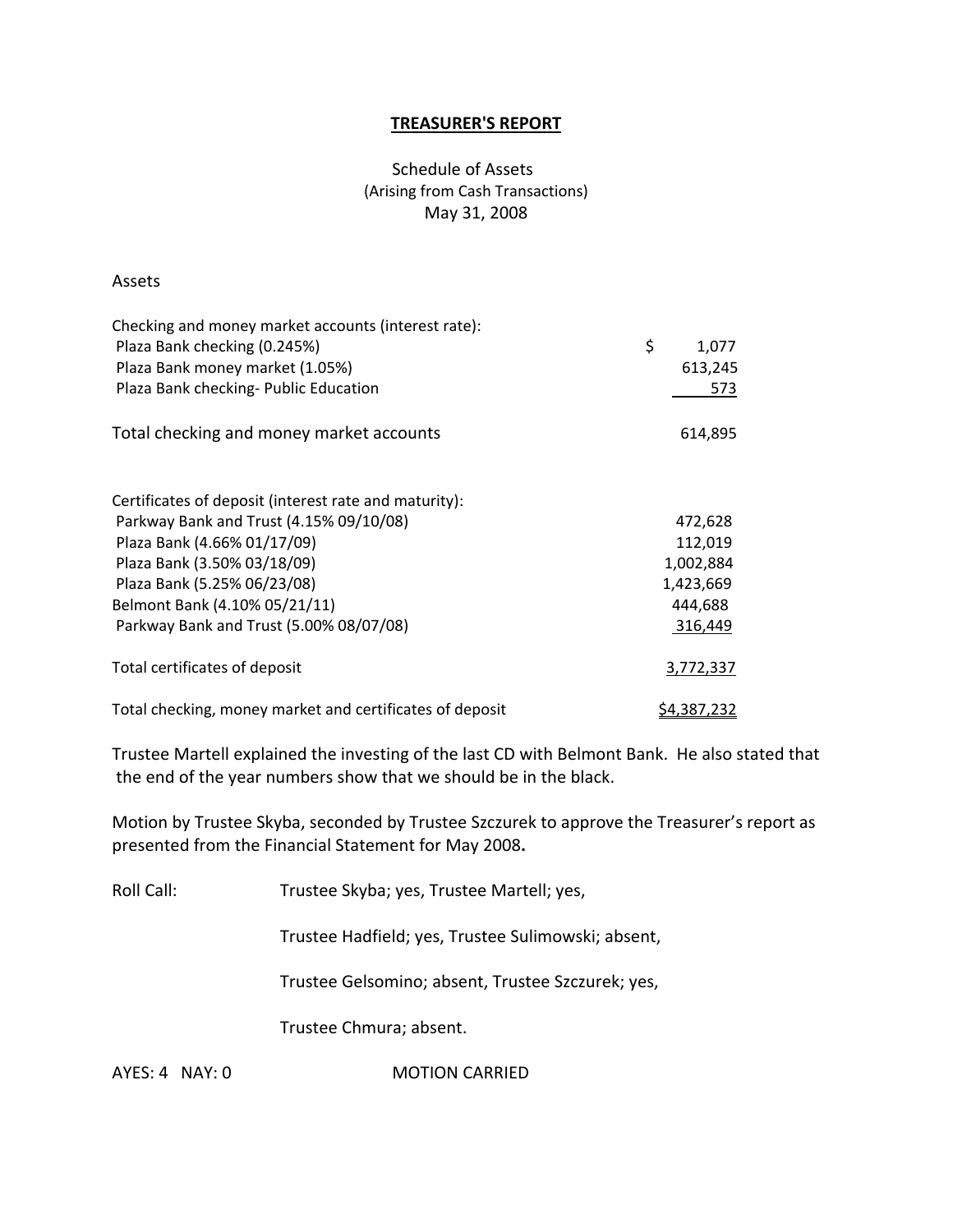**TREASURER'S REPORT**

Schedule of Assets
(Arising from Cash Transactions)
May 31, 2008

Assets

| | |
|---|---|
| Checking and money market accounts (interest rate): | |
| Plaza Bank checking (0.245%) | $ 1,077 |
| Plaza Bank money market (1.05%) | 613,245 |
| Plaza Bank checking- Public Education | 573 |
| **Total checking and money market accounts** | 614,895 |
| Certificates of deposit (interest rate and maturity): | |
| Parkway Bank and Trust (4.15% 09/10/08) | 472,628 |
| Plaza Bank (4.66% 01/17/09) | 112,019 |
| Plaza Bank (3.50% 03/18/09) | 1,002,884 |
| Plaza Bank (5.25% 06/23/08) | 1,423,669 |
| Belmont Bank (4.10% 05/21/11) | 444,688 |
| Parkway Bank and Trust (5.00% 08/07/08) | 316,449 |
| Total certificates of deposit | 3,772,337 |
| Total checking, money market and certificates of deposit | $4,387,232 |

Trustee Martell explained the investing of the last CD with Belmont Bank. He also stated that the end of the year numbers show that we should be in the black.

Motion by Trustee Skyba, seconded by Trustee Szczurek to approve the Treasurer's report as presented from the Financial Statement for May 2008**.**

Roll Call: Trustee Skyba; yes, Trustee Martell; yes,

Trustee Hadfield; yes, Trustee Sulimowski; absent,

Trustee Gelsomino; absent, Trustee Szczurek; yes,

Trustee Chmura; absent.

AYES: 4 NAY: 0 MOTION CARRIED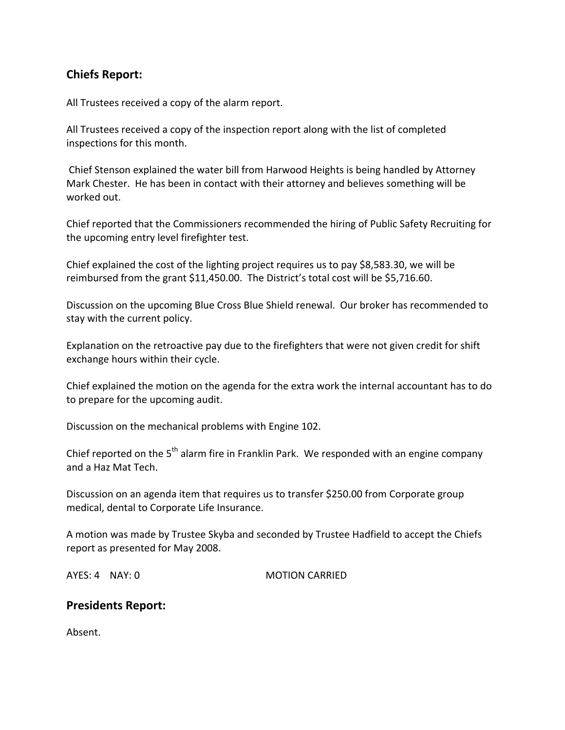## Chiefs Report:

All Trustees received a copy of the alarm report.

All Trustees received a copy of the inspection report along with the list of completed inspections for this month.

Chief Stenson explained the water bill from Harwood Heights is being handled by Attorney Mark Chester. He has been in contact with their attorney and believes something will be worked out.

Chief reported that the Commissioners recommended the hiring of Public Safety Recruiting for the upcoming entry level firefighter test.

Chief explained the cost of the lighting project requires us to pay $8,583.30, we will be reimbursed from the grant $11,450.00. The District's total cost will be $5,716.60.

Discussion on the upcoming Blue Cross Blue Shield renewal. Our broker has recommended to stay with the current policy.

Explanation on the retroactive pay due to the firefighters that were not given credit for shift exchange hours within their cycle.

Chief explained the motion on the agenda for the extra work the internal accountant has to do to prepare for the upcoming audit.

Discussion on the mechanical problems with Engine 102.

Chief reported on the 5th alarm fire in Franklin Park. We responded with an engine company and a Haz Mat Tech.

Discussion on an agenda item that requires us to transfer $250.00 from Corporate group medical, dental to Corporate Life Insurance.

A motion was made by Trustee Skyba and seconded by Trustee Hadfield to accept the Chiefs report as presented for May 2008.

AYES: 4 NAY: 0 MOTION CARRIED

## Presidents Report:

Absent.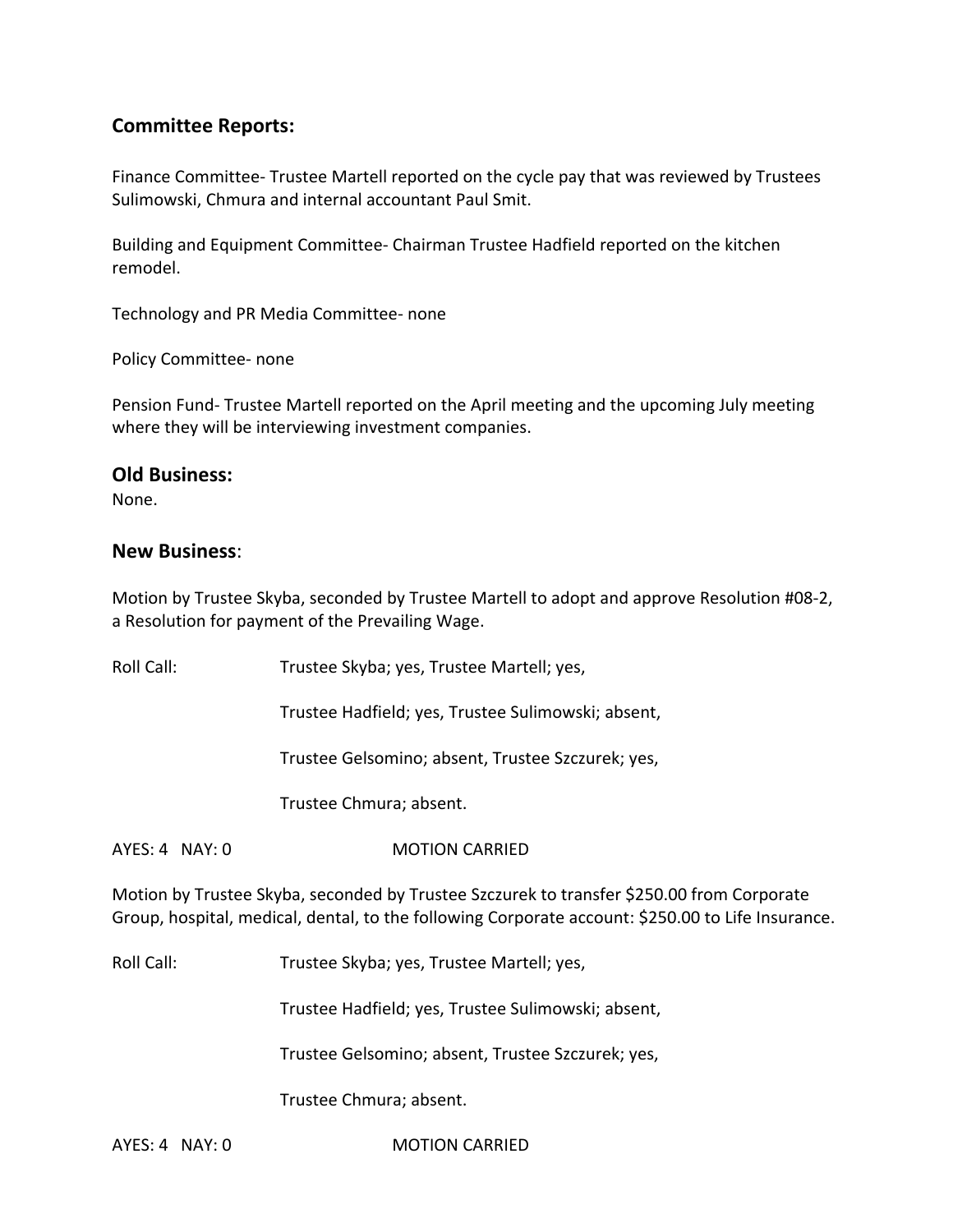## Committee Reports:

Finance Committee- Trustee Martell reported on the cycle pay that was reviewed by Trustees Sulimowski, Chmura and internal accountant Paul Smit.

Building and Equipment Committee- Chairman Trustee Hadfield reported on the kitchen remodel.

Technology and PR Media Committee- none

Policy Committee- none

Pension Fund- Trustee Martell reported on the April meeting and the upcoming July meeting where they will be interviewing investment companies.

## Old Business:

None.

## New Business:

Motion by Trustee Skyba, seconded by Trustee Martell to adopt and approve Resolution #08-2, a Resolution for payment of the Prevailing Wage.

Roll Call: Trustee Skyba; yes, Trustee Martell; yes,

Trustee Hadfield; yes, Trustee Sulimowski; absent,

Trustee Gelsomino; absent, Trustee Szczurek; yes,

Trustee Chmura; absent.

AYES: 4 NAY: 0 MOTION CARRIED

Motion by Trustee Skyba, seconded by Trustee Szczurek to transfer $250.00 from Corporate Group, hospital, medical, dental, to the following Corporate account: $250.00 to Life Insurance.

Roll Call: Trustee Skyba; yes, Trustee Martell; yes,

Trustee Hadfield; yes, Trustee Sulimowski; absent,

Trustee Gelsomino; absent, Trustee Szczurek; yes,

Trustee Chmura; absent.

AYES: 4 NAY: 0 MOTION CARRIED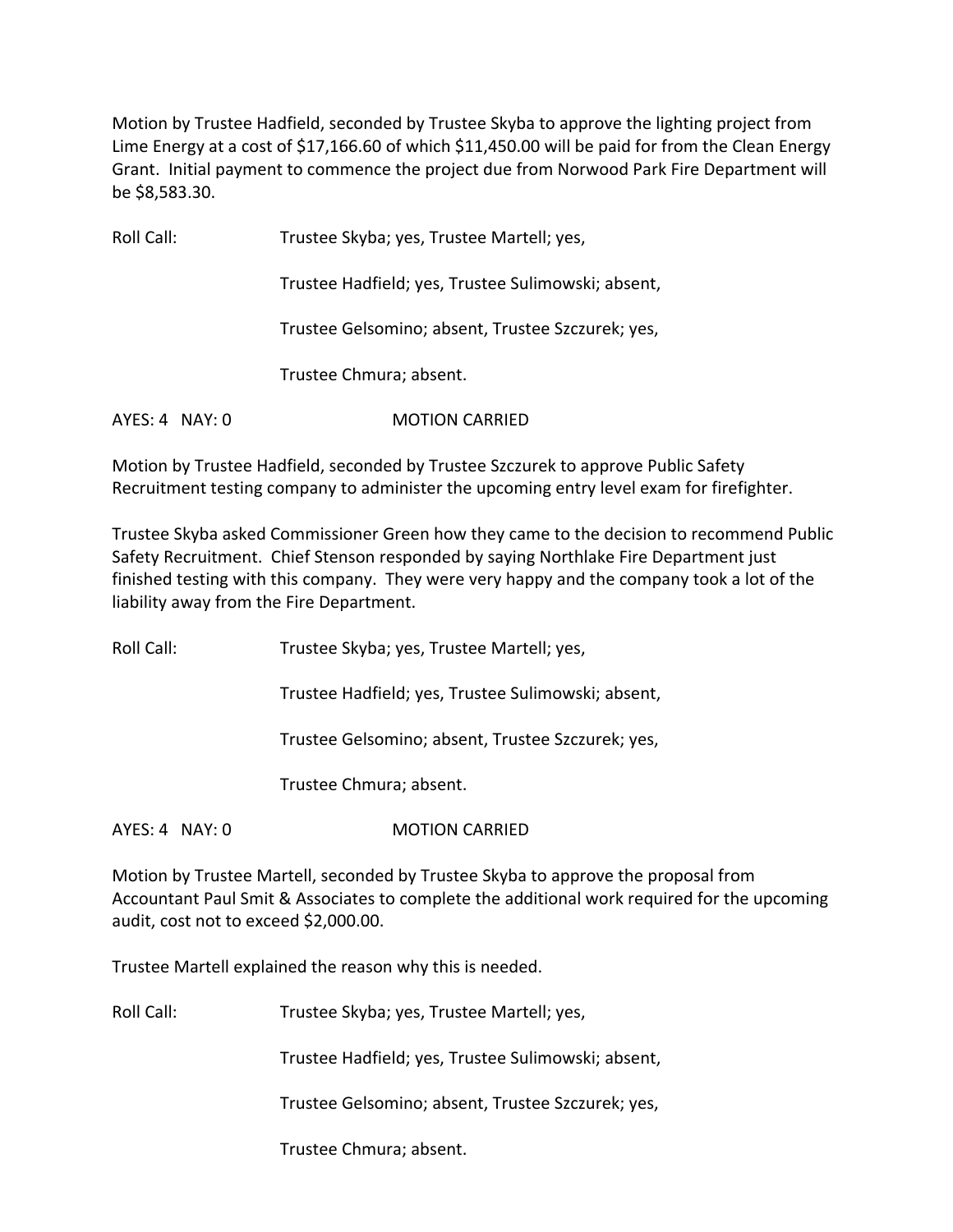Motion by Trustee Hadfield, seconded by Trustee Skyba to approve the lighting project from Lime Energy at a cost of $17,166.60 of which $11,450.00 will be paid for from the Clean Energy Grant. Initial payment to commence the project due from Norwood Park Fire Department will be $8,583.30.

Roll Call: Trustee Skyba; yes, Trustee Martell; yes,

Trustee Hadfield; yes, Trustee Sulimowski; absent,

Trustee Gelsomino; absent, Trustee Szczurek; yes,

Trustee Chmura; absent.

AYES: 4 NAY: 0 MOTION CARRIED

Motion by Trustee Hadfield, seconded by Trustee Szczurek to approve Public Safety Recruitment testing company to administer the upcoming entry level exam for firefighter.

Trustee Skyba asked Commissioner Green how they came to the decision to recommend Public Safety Recruitment. Chief Stenson responded by saying Northlake Fire Department just finished testing with this company. They were very happy and the company took a lot of the liability away from the Fire Department.

Roll Call: Trustee Skyba; yes, Trustee Martell; yes,

Trustee Hadfield; yes, Trustee Sulimowski; absent,

Trustee Gelsomino; absent, Trustee Szczurek; yes,

Trustee Chmura; absent.

AYES: 4 NAY: 0 MOTION CARRIED

Motion by Trustee Martell, seconded by Trustee Skyba to approve the proposal from Accountant Paul Smit & Associates to complete the additional work required for the upcoming audit, cost not to exceed $2,000.00.

Trustee Martell explained the reason why this is needed.

Roll Call: Trustee Skyba; yes, Trustee Martell; yes,

Trustee Hadfield; yes, Trustee Sulimowski; absent,

Trustee Gelsomino; absent, Trustee Szczurek; yes,

Trustee Chmura; absent.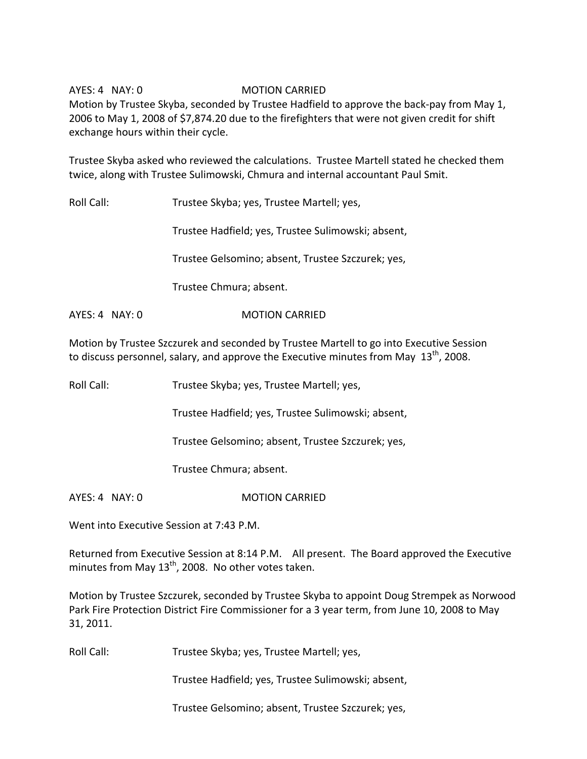AYES: 4 NAY: 0 MOTION CARRIED

Motion by Trustee Skyba, seconded by Trustee Hadfield to approve the back-pay from May 1, 2006 to May 1, 2008 of $7,874.20 due to the firefighters that were not given credit for shift exchange hours within their cycle.

Trustee Skyba asked who reviewed the calculations. Trustee Martell stated he checked them twice, along with Trustee Sulimowski, Chmura and internal accountant Paul Smit.

Roll Call: Trustee Skyba; yes, Trustee Martell; yes,

Trustee Hadfield; yes, Trustee Sulimowski; absent,

Trustee Gelsomino; absent, Trustee Szczurek; yes,

Trustee Chmura; absent.

AYES: 4 NAY: 0 MOTION CARRIED

Motion by Trustee Szczurek and seconded by Trustee Martell to go into Executive Session to discuss personnel, salary, and approve the Executive minutes from May 13th, 2008.

Roll Call: Trustee Skyba; yes, Trustee Martell; yes,

Trustee Hadfield; yes, Trustee Sulimowski; absent,

Trustee Gelsomino; absent, Trustee Szczurek; yes,

Trustee Chmura; absent.

AYES: 4 NAY: 0 MOTION CARRIED

Went into Executive Session at 7:43 P.M.

Returned from Executive Session at 8:14 P.M. All present. The Board approved the Executive minutes from May 13th, 2008. No other votes taken.

Motion by Trustee Szczurek, seconded by Trustee Skyba to appoint Doug Strempek as Norwood Park Fire Protection District Fire Commissioner for a 3 year term, from June 10, 2008 to May 31, 2011.

Roll Call: Trustee Skyba; yes, Trustee Martell; yes,

Trustee Hadfield; yes, Trustee Sulimowski; absent,

Trustee Gelsomino; absent, Trustee Szczurek; yes,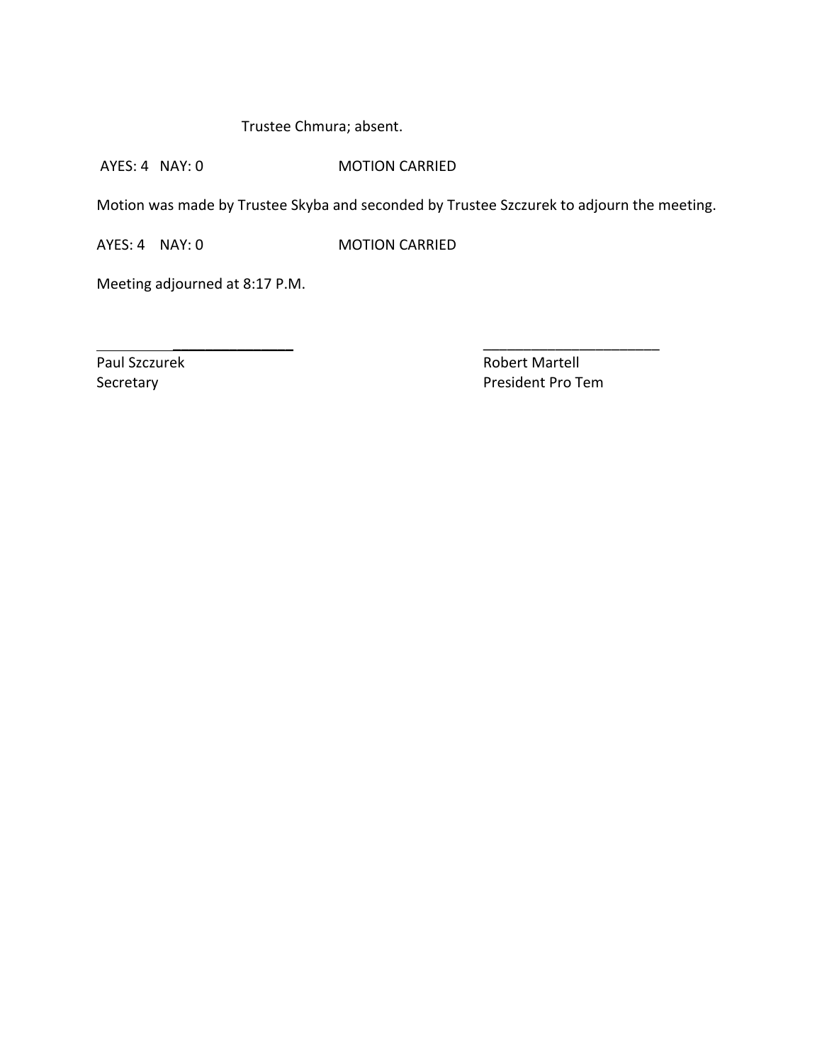Trustee Chmura; absent.

AYES: 4 NAY: 0 MOTION CARRIED

Motion was made by Trustee Skyba and seconded by Trustee Szczurek to adjourn the meeting.

AYES: 4 NAY: 0 MOTION CARRIED

Meeting adjourned at 8:17 P.M.

\_\_\_\_\_\_\_\_\_\_\_\_\_\_\_\_\_\_\_\_\_\_\_\_\_\_\_\_
Paul Szczurek
Secretary

\_\_\_\_\_\_\_\_\_\_\_\_\_\_\_\_\_\_\_\_\_\_\_\_\_\_\_\_
Robert Martell
President Pro Tem